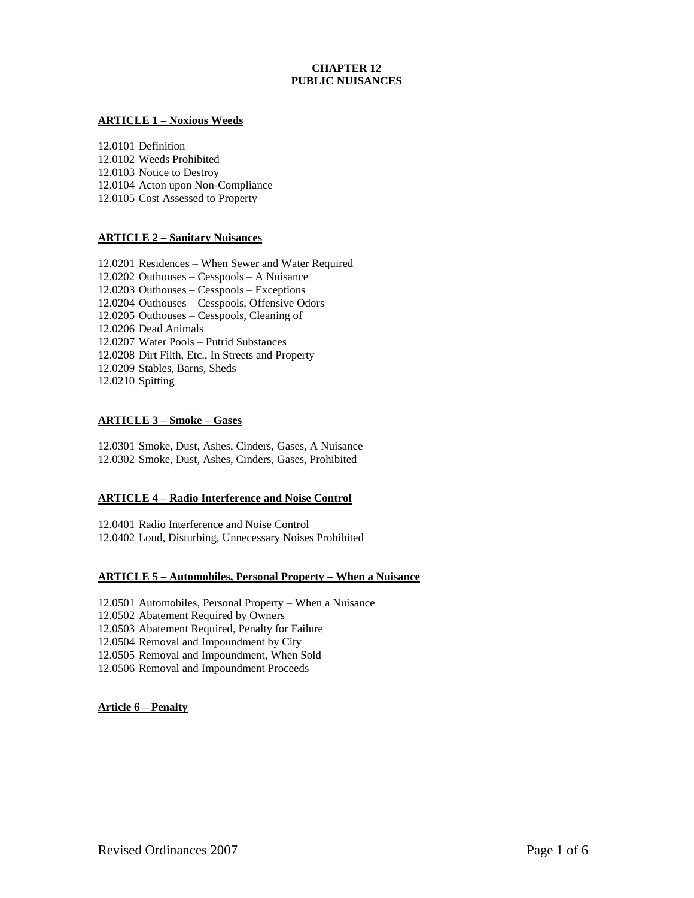# CHAPTER 12
# PUBLIC NUISANCES

## ARTICLE 1 – Noxious Weeds

12.0101 Definition
12.0102 Weeds Prohibited
12.0103 Notice to Destroy
12.0104 Acton upon Non-Compliance
12.0105 Cost Assessed to Property

## ARTICLE 2 – Sanitary Nuisances

12.0201 Residences – When Sewer and Water Required
12.0202 Outhouses – Cesspools – A Nuisance
12.0203 Outhouses – Cesspools – Exceptions
12.0204 Outhouses – Cesspools, Offensive Odors
12.0205 Outhouses – Cesspools, Cleaning of
12.0206 Dead Animals
12.0207 Water Pools – Putrid Substances
12.0208 Dirt Filth, Etc., In Streets and Property
12.0209 Stables, Barns, Sheds
12.0210 Spitting

## ARTICLE 3 – Smoke – Gases

12.0301 Smoke, Dust, Ashes, Cinders, Gases, A Nuisance
12.0302 Smoke, Dust, Ashes, Cinders, Gases, Prohibited

## ARTICLE 4 – Radio Interference and Noise Control

12.0401 Radio Interference and Noise Control
12.0402 Loud, Disturbing, Unnecessary Noises Prohibited

## ARTICLE 5 – Automobiles, Personal Property – When a Nuisance

12.0501 Automobiles, Personal Property – When a Nuisance
12.0502 Abatement Required by Owners
12.0503 Abatement Required, Penalty for Failure
12.0504 Removal and Impoundment by City
12.0505 Removal and Impoundment, When Sold
12.0506 Removal and Impoundment Proceeds

## Article 6 – Penalty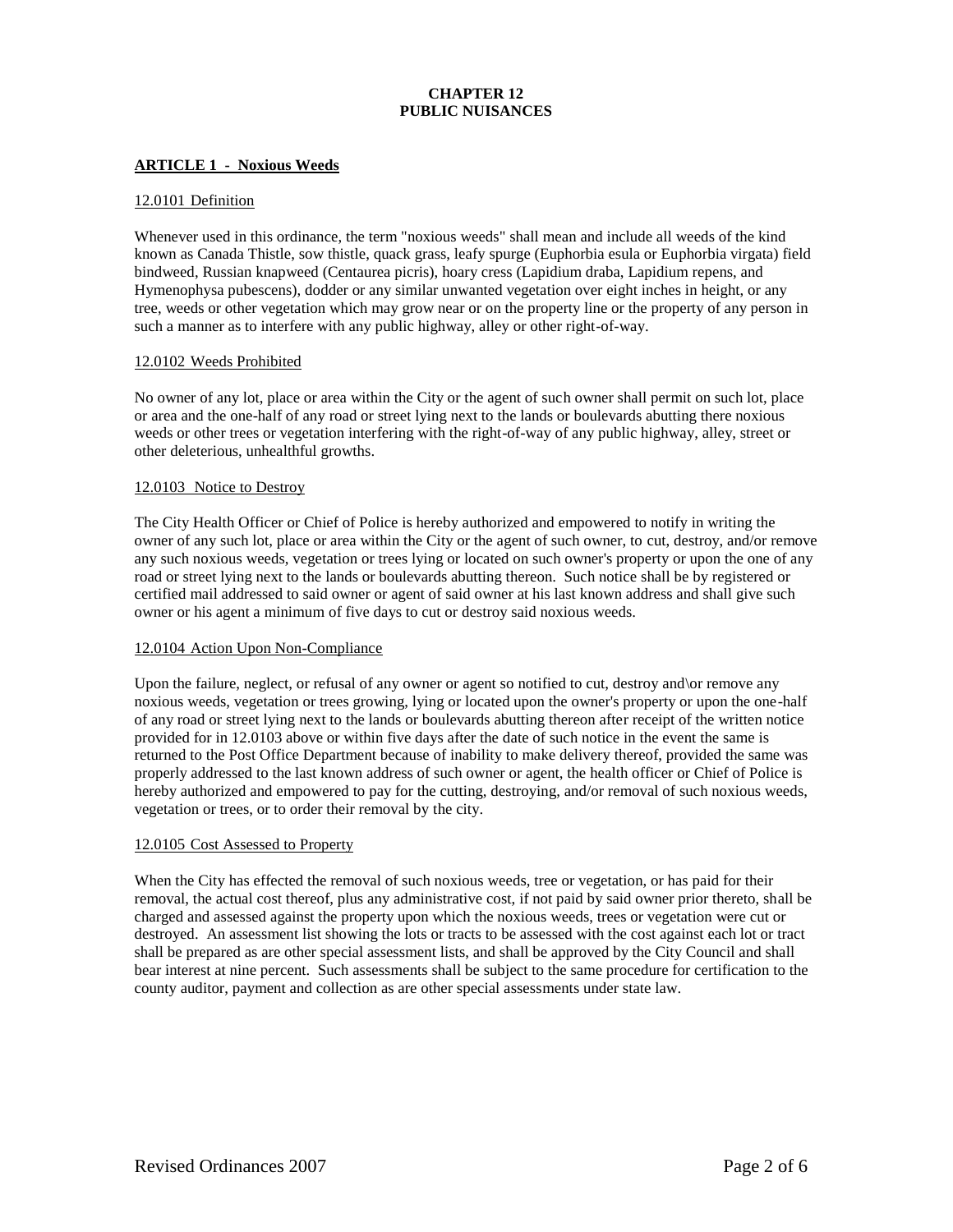# CHAPTER 12
# PUBLIC NUISANCES

## ARTICLE 1 - Noxious Weeds

### 12.0101 Definition

Whenever used in this ordinance, the term "noxious weeds" shall mean and include all weeds of the kind known as Canada Thistle, sow thistle, quack grass, leafy spurge (Euphorbia esula or Euphorbia virgata) field bindweed, Russian knapweed (Centaurea picris), hoary cress (Lapidium draba, Lapidium repens, and Hymenophysa pubescens), dodder or any similar unwanted vegetation over eight inches in height, or any tree, weeds or other vegetation which may grow near or on the property line or the property of any person in such a manner as to interfere with any public highway, alley or other right-of-way.

### 12.0102 Weeds Prohibited

No owner of any lot, place or area within the City or the agent of such owner shall permit on such lot, place or area and the one-half of any road or street lying next to the lands or boulevards abutting there noxious weeds or other trees or vegetation interfering with the right-of-way of any public highway, alley, street or other deleterious, unhealthful growths.

### 12.0103 Notice to Destroy

The City Health Officer or Chief of Police is hereby authorized and empowered to notify in writing the owner of any such lot, place or area within the City or the agent of such owner, to cut, destroy, and/or remove any such noxious weeds, vegetation or trees lying or located on such owner's property or upon the one of any road or street lying next to the lands or boulevards abutting thereon. Such notice shall be by registered or certified mail addressed to said owner or agent of said owner at his last known address and shall give such owner or his agent a minimum of five days to cut or destroy said noxious weeds.

### 12.0104 Action Upon Non-Compliance

Upon the failure, neglect, or refusal of any owner or agent so notified to cut, destroy and\or remove any noxious weeds, vegetation or trees growing, lying or located upon the owner's property or upon the one-half of any road or street lying next to the lands or boulevards abutting thereon after receipt of the written notice provided for in 12.0103 above or within five days after the date of such notice in the event the same is returned to the Post Office Department because of inability to make delivery thereof, provided the same was properly addressed to the last known address of such owner or agent, the health officer or Chief of Police is hereby authorized and empowered to pay for the cutting, destroying, and/or removal of such noxious weeds, vegetation or trees, or to order their removal by the city.

### 12.0105 Cost Assessed to Property

When the City has effected the removal of such noxious weeds, tree or vegetation, or has paid for their removal, the actual cost thereof, plus any administrative cost, if not paid by said owner prior thereto, shall be charged and assessed against the property upon which the noxious weeds, trees or vegetation were cut or destroyed. An assessment list showing the lots or tracts to be assessed with the cost against each lot or tract shall be prepared as are other special assessment lists, and shall be approved by the City Council and shall bear interest at nine percent. Such assessments shall be subject to the same procedure for certification to the county auditor, payment and collection as are other special assessments under state law.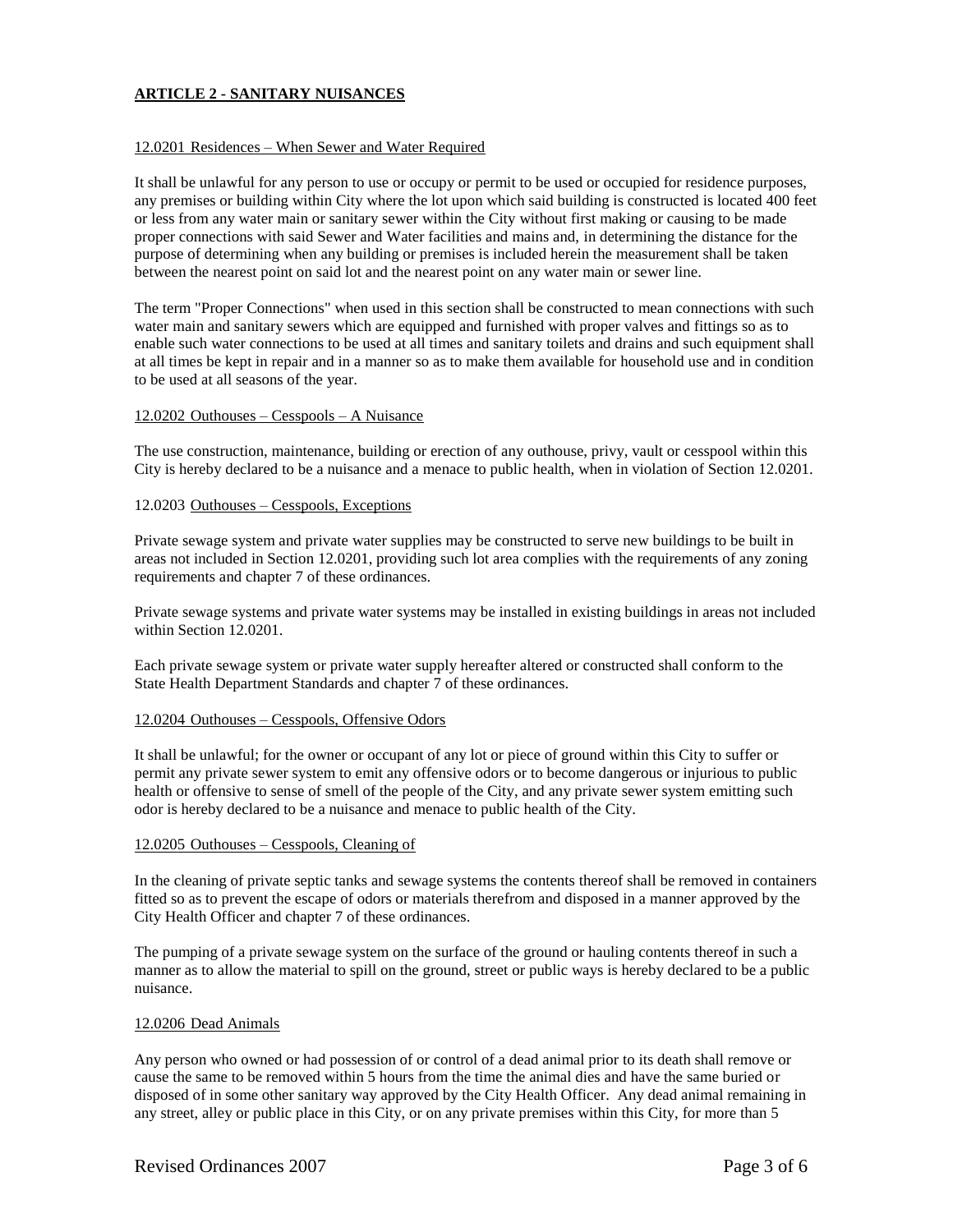## ARTICLE 2 - SANITARY NUISANCES

12.0201 Residences – When Sewer and Water Required

It shall be unlawful for any person to use or occupy or permit to be used or occupied for residence purposes, any premises or building within City where the lot upon which said building is constructed is located 400 feet or less from any water main or sanitary sewer within the City without first making or causing to be made proper connections with said Sewer and Water facilities and mains and, in determining the distance for the purpose of determining when any building or premises is included herein the measurement shall be taken between the nearest point on said lot and the nearest point on any water main or sewer line.

The term "Proper Connections" when used in this section shall be constructed to mean connections with such water main and sanitary sewers which are equipped and furnished with proper valves and fittings so as to enable such water connections to be used at all times and sanitary toilets and drains and such equipment shall at all times be kept in repair and in a manner so as to make them available for household use and in condition to be used at all seasons of the year.

12.0202 Outhouses – Cesspools – A Nuisance

The use construction, maintenance, building or erection of any outhouse, privy, vault or cesspool within this City is hereby declared to be a nuisance and a menace to public health, when in violation of Section 12.0201.

12.0203 Outhouses – Cesspools, Exceptions

Private sewage system and private water supplies may be constructed to serve new buildings to be built in areas not included in Section 12.0201, providing such lot area complies with the requirements of any zoning requirements and chapter 7 of these ordinances.

Private sewage systems and private water systems may be installed in existing buildings in areas not included within Section 12.0201.

Each private sewage system or private water supply hereafter altered or constructed shall conform to the State Health Department Standards and chapter 7 of these ordinances.

12.0204 Outhouses – Cesspools, Offensive Odors

It shall be unlawful; for the owner or occupant of any lot or piece of ground within this City to suffer or permit any private sewer system to emit any offensive odors or to become dangerous or injurious to public health or offensive to sense of smell of the people of the City, and any private sewer system emitting such odor is hereby declared to be a nuisance and menace to public health of the City.

12.0205 Outhouses – Cesspools, Cleaning of

In the cleaning of private septic tanks and sewage systems the contents thereof shall be removed in containers fitted so as to prevent the escape of odors or materials therefrom and disposed in a manner approved by the City Health Officer and chapter 7 of these ordinances.

The pumping of a private sewage system on the surface of the ground or hauling contents thereof in such a manner as to allow the material to spill on the ground, street or public ways is hereby declared to be a public nuisance.

12.0206 Dead Animals

Any person who owned or had possession of or control of a dead animal prior to its death shall remove or cause the same to be removed within 5 hours from the time the animal dies and have the same buried or disposed of in some other sanitary way approved by the City Health Officer. Any dead animal remaining in any street, alley or public place in this City, or on any private premises within this City, for more than 5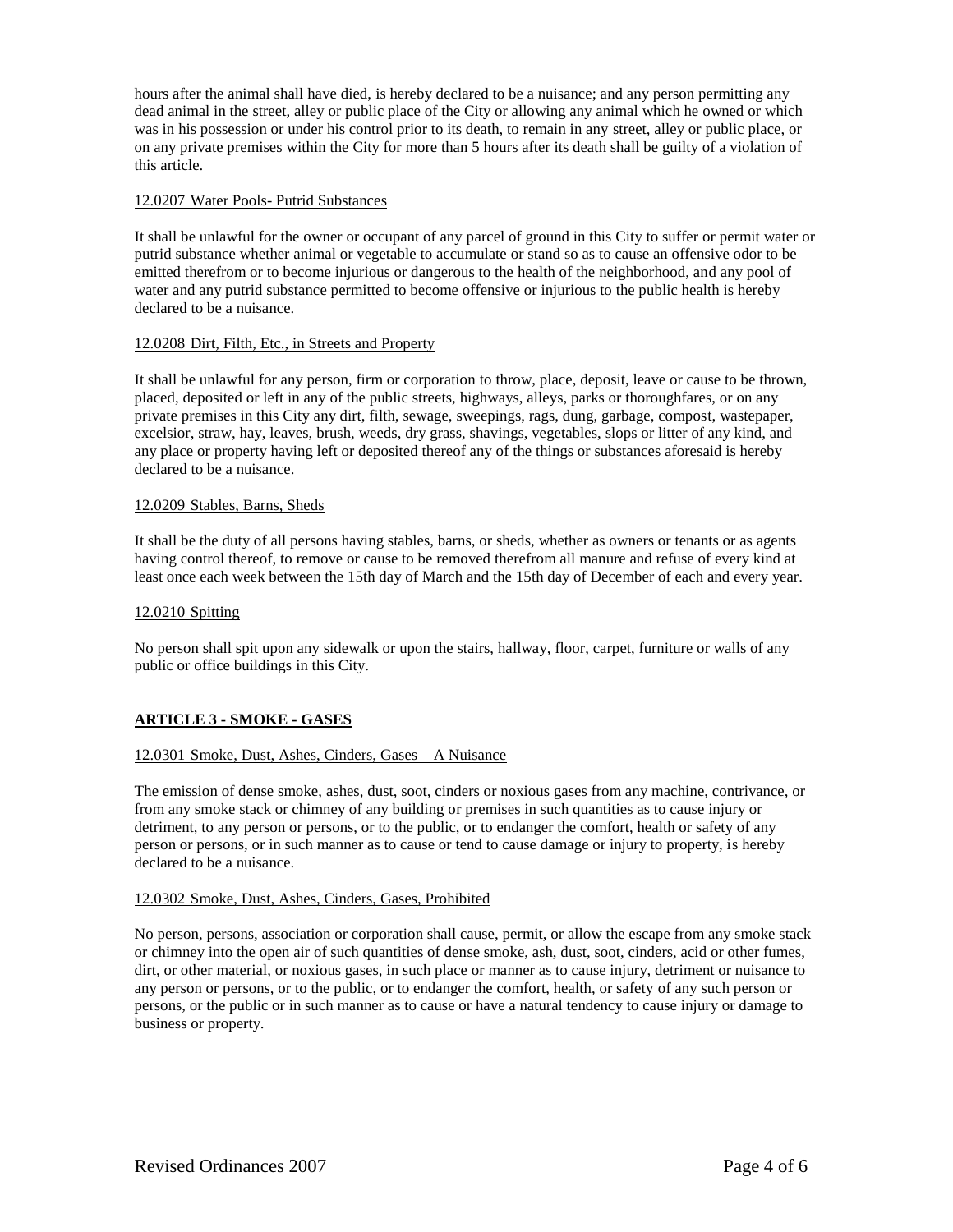hours after the animal shall have died, is hereby declared to be a nuisance; and any person permitting any dead animal in the street, alley or public place of the City or allowing any animal which he owned or which was in his possession or under his control prior to its death, to remain in any street, alley or public place, or on any private premises within the City for more than 5 hours after its death shall be guilty of a violation of this article.

12.0207 Water Pools- Putrid Substances

It shall be unlawful for the owner or occupant of any parcel of ground in this City to suffer or permit water or putrid substance whether animal or vegetable to accumulate or stand so as to cause an offensive odor to be emitted therefrom or to become injurious or dangerous to the health of the neighborhood, and any pool of water and any putrid substance permitted to become offensive or injurious to the public health is hereby declared to be a nuisance.

12.0208 Dirt, Filth, Etc., in Streets and Property

It shall be unlawful for any person, firm or corporation to throw, place, deposit, leave or cause to be thrown, placed, deposited or left in any of the public streets, highways, alleys, parks or thoroughfares, or on any private premises in this City any dirt, filth, sewage, sweepings, rags, dung, garbage, compost, wastepaper, excelsior, straw, hay, leaves, brush, weeds, dry grass, shavings, vegetables, slops or litter of any kind, and any place or property having left or deposited thereof any of the things or substances aforesaid is hereby declared to be a nuisance.

12.0209 Stables, Barns, Sheds

It shall be the duty of all persons having stables, barns, or sheds, whether as owners or tenants or as agents having control thereof, to remove or cause to be removed therefrom all manure and refuse of every kind at least once each week between the 15th day of March and the 15th day of December of each and every year.

12.0210 Spitting

No person shall spit upon any sidewalk or upon the stairs, hallway, floor, carpet, furniture or walls of any public or office buildings in this City.

## ARTICLE 3 - SMOKE - GASES

12.0301 Smoke, Dust, Ashes, Cinders, Gases – A Nuisance

The emission of dense smoke, ashes, dust, soot, cinders or noxious gases from any machine, contrivance, or from any smoke stack or chimney of any building or premises in such quantities as to cause injury or detriment, to any person or persons, or to the public, or to endanger the comfort, health or safety of any person or persons, or in such manner as to cause or tend to cause damage or injury to property, is hereby declared to be a nuisance.

12.0302 Smoke, Dust, Ashes, Cinders, Gases, Prohibited

No person, persons, association or corporation shall cause, permit, or allow the escape from any smoke stack or chimney into the open air of such quantities of dense smoke, ash, dust, soot, cinders, acid or other fumes, dirt, or other material, or noxious gases, in such place or manner as to cause injury, detriment or nuisance to any person or persons, or to the public, or to endanger the comfort, health, or safety of any such person or persons, or the public or in such manner as to cause or have a natural tendency to cause injury or damage to business or property.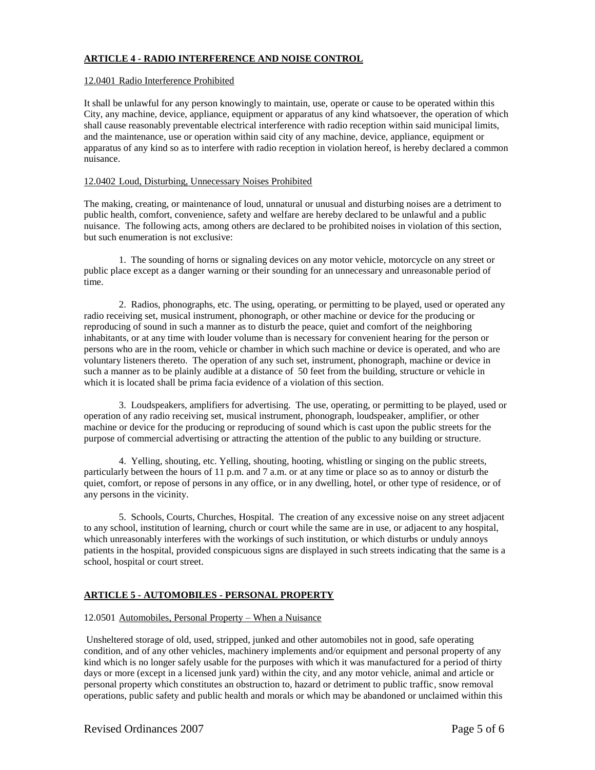## ARTICLE 4 - RADIO INTERFERENCE AND NOISE CONTROL

12.0401 Radio Interference Prohibited

It shall be unlawful for any person knowingly to maintain, use, operate or cause to be operated within this City, any machine, device, appliance, equipment or apparatus of any kind whatsoever, the operation of which shall cause reasonably preventable electrical interference with radio reception within said municipal limits, and the maintenance, use or operation within said city of any machine, device, appliance, equipment or apparatus of any kind so as to interfere with radio reception in violation hereof, is hereby declared a common nuisance.

12.0402 Loud, Disturbing, Unnecessary Noises Prohibited

The making, creating, or maintenance of loud, unnatural or unusual and disturbing noises are a detriment to public health, comfort, convenience, safety and welfare are hereby declared to be unlawful and a public nuisance. The following acts, among others are declared to be prohibited noises in violation of this section, but such enumeration is not exclusive:

1. The sounding of horns or signaling devices on any motor vehicle, motorcycle on any street or public place except as a danger warning or their sounding for an unnecessary and unreasonable period of time.

2. Radios, phonographs, etc. The using, operating, or permitting to be played, used or operated any radio receiving set, musical instrument, phonograph, or other machine or device for the producing or reproducing of sound in such a manner as to disturb the peace, quiet and comfort of the neighboring inhabitants, or at any time with louder volume than is necessary for convenient hearing for the person or persons who are in the room, vehicle or chamber in which such machine or device is operated, and who are voluntary listeners thereto. The operation of any such set, instrument, phonograph, machine or device in such a manner as to be plainly audible at a distance of 50 feet from the building, structure or vehicle in which it is located shall be prima facia evidence of a violation of this section.

3. Loudspeakers, amplifiers for advertising. The use, operating, or permitting to be played, used or operation of any radio receiving set, musical instrument, phonograph, loudspeaker, amplifier, or other machine or device for the producing or reproducing of sound which is cast upon the public streets for the purpose of commercial advertising or attracting the attention of the public to any building or structure.

4. Yelling, shouting, etc. Yelling, shouting, hooting, whistling or singing on the public streets, particularly between the hours of 11 p.m. and 7 a.m. or at any time or place so as to annoy or disturb the quiet, comfort, or repose of persons in any office, or in any dwelling, hotel, or other type of residence, or of any persons in the vicinity.

5. Schools, Courts, Churches, Hospital. The creation of any excessive noise on any street adjacent to any school, institution of learning, church or court while the same are in use, or adjacent to any hospital, which unreasonably interferes with the workings of such institution, or which disturbs or unduly annoys patients in the hospital, provided conspicuous signs are displayed in such streets indicating that the same is a school, hospital or court street.

## ARTICLE 5 - AUTOMOBILES - PERSONAL PROPERTY

12.0501 Automobiles, Personal Property – When a Nuisance

Unsheltered storage of old, used, stripped, junked and other automobiles not in good, safe operating condition, and of any other vehicles, machinery implements and/or equipment and personal property of any kind which is no longer safely usable for the purposes with which it was manufactured for a period of thirty days or more (except in a licensed junk yard) within the city, and any motor vehicle, animal and article or personal property which constitutes an obstruction to, hazard or detriment to public traffic, snow removal operations, public safety and public health and morals or which may be abandoned or unclaimed within this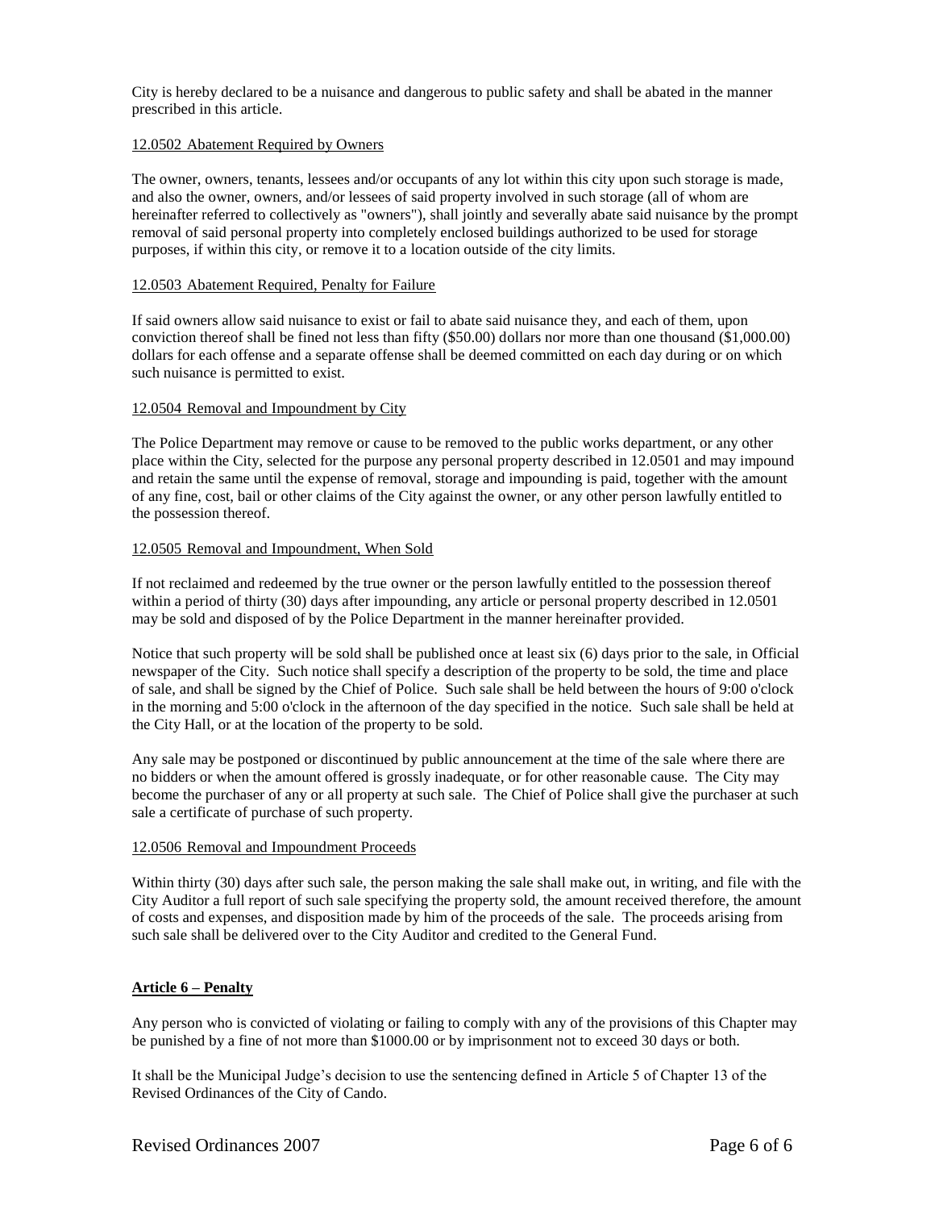City is hereby declared to be a nuisance and dangerous to public safety and shall be abated in the manner prescribed in this article.

12.0502 Abatement Required by Owners

The owner, owners, tenants, lessees and/or occupants of any lot within this city upon such storage is made, and also the owner, owners, and/or lessees of said property involved in such storage (all of whom are hereinafter referred to collectively as "owners"), shall jointly and severally abate said nuisance by the prompt removal of said personal property into completely enclosed buildings authorized to be used for storage purposes, if within this city, or remove it to a location outside of the city limits.

12.0503 Abatement Required, Penalty for Failure

If said owners allow said nuisance to exist or fail to abate said nuisance they, and each of them, upon conviction thereof shall be fined not less than fifty ($50.00) dollars nor more than one thousand ($1,000.00) dollars for each offense and a separate offense shall be deemed committed on each day during or on which such nuisance is permitted to exist.

12.0504 Removal and Impoundment by City

The Police Department may remove or cause to be removed to the public works department, or any other place within the City, selected for the purpose any personal property described in 12.0501 and may impound and retain the same until the expense of removal, storage and impounding is paid, together with the amount of any fine, cost, bail or other claims of the City against the owner, or any other person lawfully entitled to the possession thereof.

12.0505 Removal and Impoundment, When Sold

If not reclaimed and redeemed by the true owner or the person lawfully entitled to the possession thereof within a period of thirty (30) days after impounding, any article or personal property described in 12.0501 may be sold and disposed of by the Police Department in the manner hereinafter provided.

Notice that such property will be sold shall be published once at least six (6) days prior to the sale, in Official newspaper of the City. Such notice shall specify a description of the property to be sold, the time and place of sale, and shall be signed by the Chief of Police. Such sale shall be held between the hours of 9:00 o'clock in the morning and 5:00 o'clock in the afternoon of the day specified in the notice. Such sale shall be held at the City Hall, or at the location of the property to be sold.

Any sale may be postponed or discontinued by public announcement at the time of the sale where there are no bidders or when the amount offered is grossly inadequate, or for other reasonable cause. The City may become the purchaser of any or all property at such sale. The Chief of Police shall give the purchaser at such sale a certificate of purchase of such property.

12.0506 Removal and Impoundment Proceeds

Within thirty (30) days after such sale, the person making the sale shall make out, in writing, and file with the City Auditor a full report of such sale specifying the property sold, the amount received therefore, the amount of costs and expenses, and disposition made by him of the proceeds of the sale. The proceeds arising from such sale shall be delivered over to the City Auditor and credited to the General Fund.

## Article 6 – Penalty

Any person who is convicted of violating or failing to comply with any of the provisions of this Chapter may be punished by a fine of not more than $1000.00 or by imprisonment not to exceed 30 days or both.

It shall be the Municipal Judge's decision to use the sentencing defined in Article 5 of Chapter 13 of the Revised Ordinances of the City of Cando.